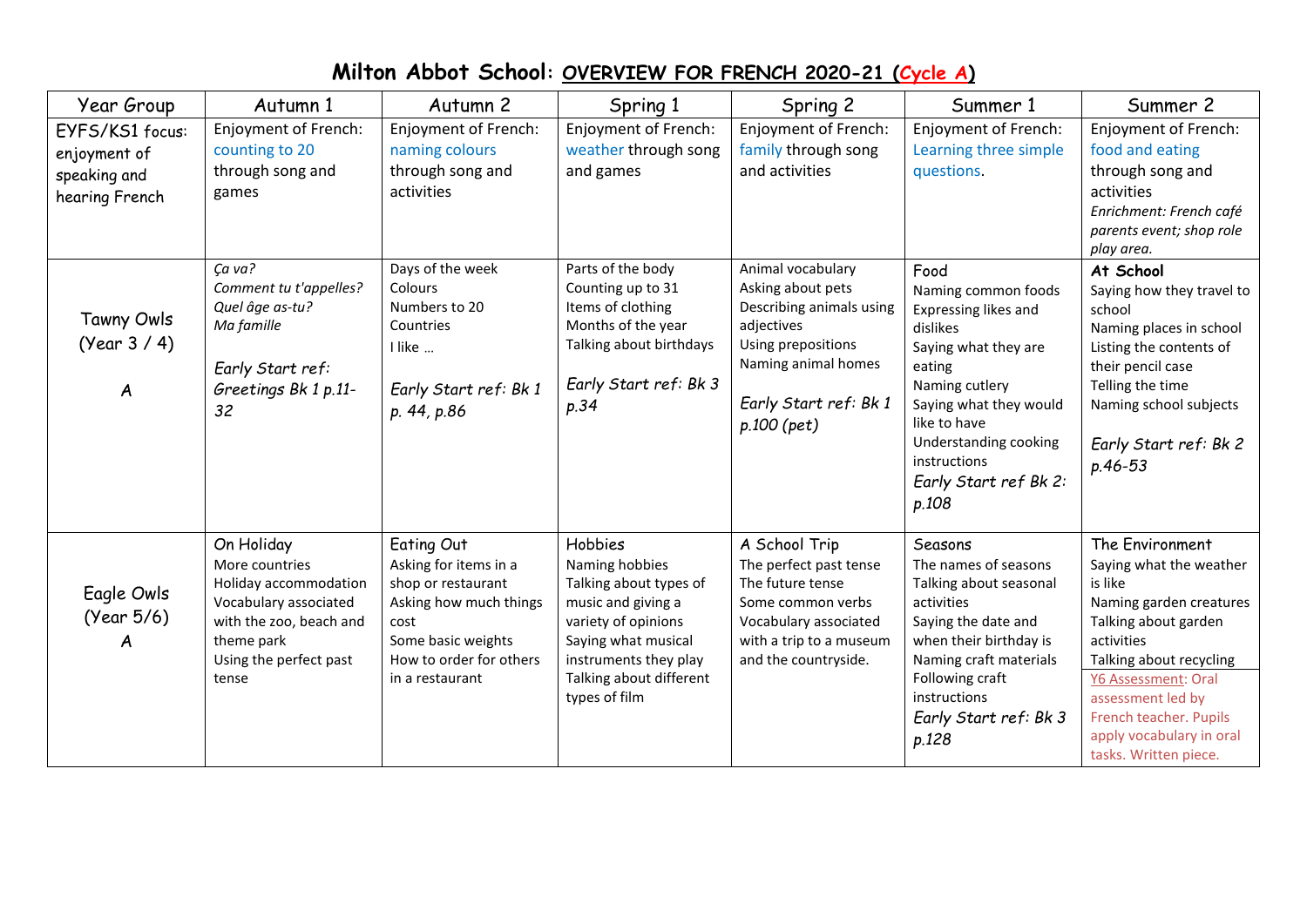# **Milton Abbot School**: OVERVIEW FOR FRENCH 2020-21 (Cycle A)

| Year Group | Autumn 1 | Autumn 2 | Spring 1 | Spring 2 | Summer 1 | Summer 2 |
|---|---|---|---|---|---|---|
| EYFS/KS1 focus: enjoyment of speaking and hearing French | Enjoyment of French: counting to 20 through song and games | Enjoyment of French: naming colours through song and activities | Enjoyment of French: weather through song and games | Enjoyment of French: family through song and activities | Enjoyment of French: Learning three simple questions. | Enjoyment of French: food and eating through song and activities<br>*Enrichment: French café parents event; shop role play area.* |
| Tawny Owls (Year 3 / 4)<br>A | *Ça va?*<br>*Comment tu t'appelles?*<br>*Quel âge as-tu?*<br>*Ma famille*<br><br>*Early Start ref: Greetings Bk 1 p.11-32* | Days of the week<br>Colours<br>Numbers to 20<br>Countries<br>I like …<br><br>*Early Start ref: Bk 1 p. 44, p.86* | Parts of the body<br>Counting up to 31<br>Items of clothing<br>Months of the year<br>Talking about birthdays<br><br>*Early Start ref: Bk 3 p.34* | Animal vocabulary<br>Asking about pets<br>Describing animals using adjectives<br>Using prepositions<br>Naming animal homes<br><br>*Early Start ref: Bk 1 p.100 (pet)* | Food<br>Naming common foods<br>Expressing likes and dislikes<br>Saying what they are eating<br>Naming cutlery<br>Saying what they would like to have<br>Understanding cooking instructions<br>*Early Start ref Bk 2: p.108* | **At School**<br>Saying how they travel to school<br>Naming places in school<br>Listing the contents of their pencil case<br>Telling the time<br>Naming school subjects<br><br>*Early Start ref: Bk 2 p.46-53* |
| Eagle Owls (Year 5/6)<br>A | On Holiday<br>More countries<br>Holiday accommodation<br>Vocabulary associated with the zoo, beach and theme park<br>Using the perfect past tense | Eating Out<br>Asking for items in a shop or restaurant<br>Asking how much things cost<br>Some basic weights<br>How to order for others in a restaurant | Hobbies<br>Naming hobbies<br>Talking about types of music and giving a variety of opinions<br>Saying what musical instruments they play<br>Talking about different types of film | A School Trip<br>The perfect past tense<br>The future tense<br>Some common verbs<br>Vocabulary associated with a trip to a museum and the countryside. | Seasons<br>The names of seasons<br>Talking about seasonal activities<br>Saying the date and when their birthday is<br>Naming craft materials<br>Following craft instructions<br>*Early Start ref: Bk 3 p.128* | The Environment<br>Saying what the weather is like<br>Naming garden creatures<br>Talking about garden activities<br>Talking about recycling<br>Y6 Assessment: Oral assessment led by French teacher. Pupils apply vocabulary in oral tasks. Written piece. |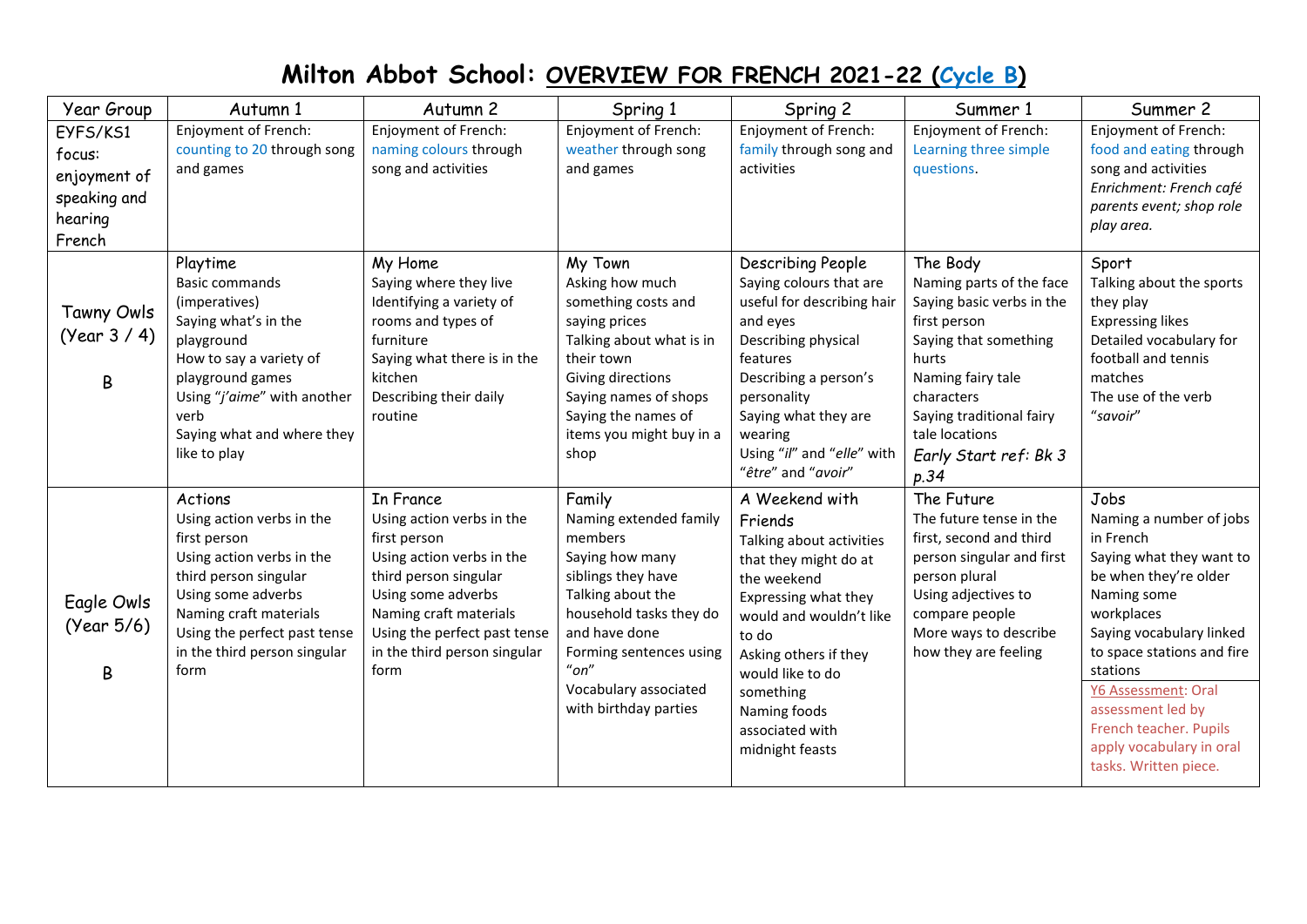# Milton Abbot School: OVERVIEW FOR FRENCH 2021-22 (Cycle B)

| Year Group | Autumn 1 | Autumn 2 | Spring 1 | Spring 2 | Summer 1 | Summer 2 |
|---|---|---|---|---|---|---|
| EYFS/KS1 focus: enjoyment of speaking and hearing French | Enjoyment of French: counting to 20 through song and games | Enjoyment of French: naming colours through song and activities | Enjoyment of French: weather through song and games | Enjoyment of French: family through song and activities | Enjoyment of French: Learning three simple questions. | Enjoyment of French: food and eating through song and activities<br>*Enrichment: French café parents event; shop role play area.* |
| Tawny Owls (Year 3 / 4)<br><br>B | Playtime<br>Basic commands (imperatives)<br>Saying what's in the playground<br>How to say a variety of playground games<br>Using "*j'aime*" with another verb<br>Saying what and where they like to play | My Home<br>Saying where they live<br>Identifying a variety of rooms and types of furniture<br>Saying what there is in the kitchen<br>Describing their daily routine | My Town<br>Asking how much something costs and saying prices<br>Talking about what is in their town<br>Giving directions<br>Saying names of shops<br>Saying the names of items you might buy in a shop | Describing People<br>Saying colours that are useful for describing hair and eyes<br>Describing physical features<br>Describing a person's personality<br>Saying what they are wearing<br>Using "*il*" and "*elle*" with "*être*" and "*avoir*" | The Body<br>Naming parts of the face<br>Saying basic verbs in the first person<br>Saying that something hurts<br>Naming fairy tale characters<br>Saying traditional fairy tale locations<br>*Early Start ref: Bk 3 p.34* | Sport<br>Talking about the sports they play<br>Expressing likes<br>Detailed vocabulary for football and tennis matches<br>The use of the verb "*savoir*" |
| Eagle Owls (Year 5/6)<br><br>B | Actions<br>Using action verbs in the first person<br>Using action verbs in the third person singular<br>Using some adverbs<br>Naming craft materials<br>Using the perfect past tense in the third person singular form | In France<br>Using action verbs in the first person<br>Using action verbs in the third person singular<br>Using some adverbs<br>Naming craft materials<br>Using the perfect past tense in the third person singular form | Family<br>Naming extended family members<br>Saying how many siblings they have<br>Talking about the household tasks they do and have done<br>Forming sentences using "*on*"<br>Vocabulary associated with birthday parties | A Weekend with Friends<br>Talking about activities that they might do at the weekend<br>Expressing what they would and wouldn't like to do<br>Asking others if they would like to do something<br>Naming foods associated with midnight feasts | The Future<br>The future tense in the first, second and third person singular and first person plural<br>Using adjectives to compare people<br>More ways to describe how they are feeling | Jobs<br>Naming a number of jobs in French<br>Saying what they want to be when they're older<br>Naming some workplaces<br>Saying vocabulary linked to space stations and fire stations<br>Y6 Assessment: Oral assessment led by French teacher. Pupils apply vocabulary in oral tasks. Written piece. |